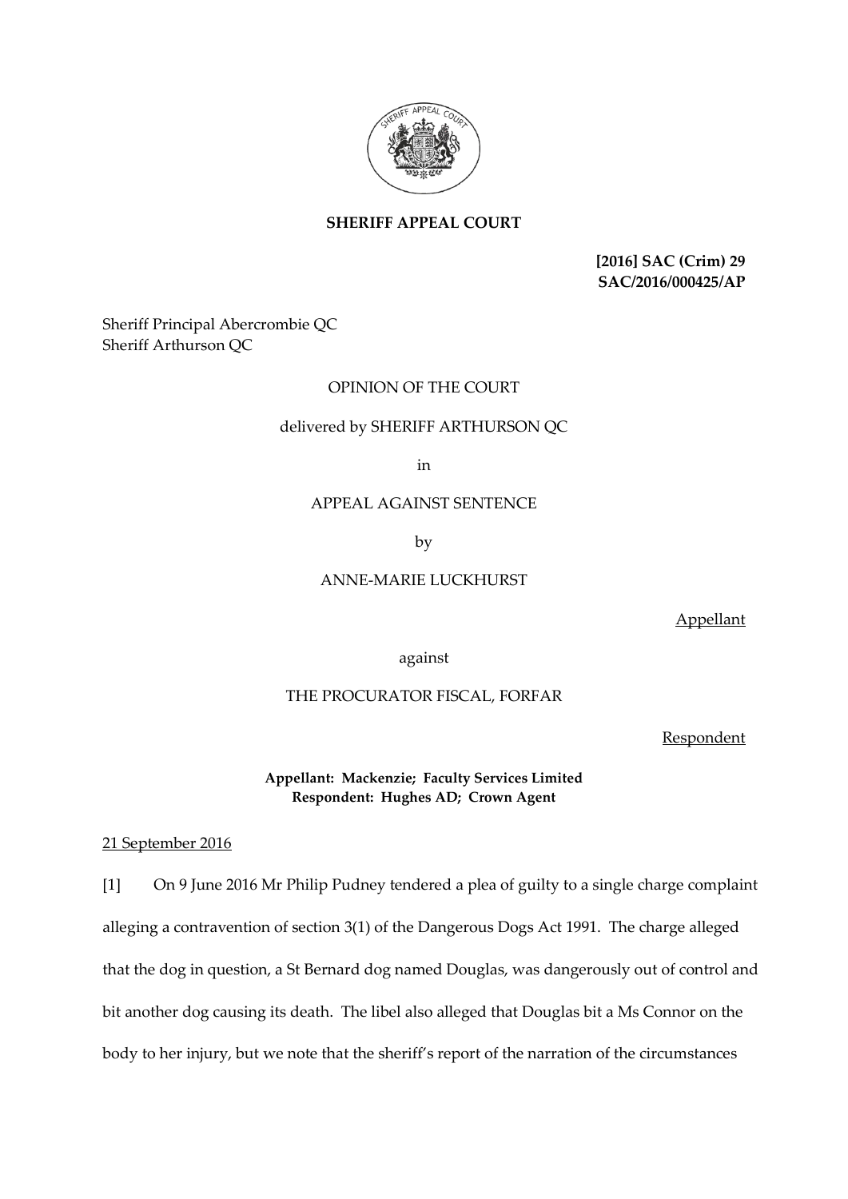**SHERIFF APPEAL COURT**

**[2016] SAC (Crim) 29**
**SAC/2016/000425/AP**

Sheriff Principal Abercrombie QC
Sheriff Arthurson QC

OPINION OF THE COURT

delivered by SHERIFF ARTHURSON QC

in

APPEAL AGAINST SENTENCE

by

ANNE-MARIE LUCKHURST

Appellant

against

THE PROCURATOR FISCAL, FORFAR

Respondent

**Appellant: Mackenzie; Faculty Services Limited**
**Respondent: Hughes AD; Crown Agent**

21 September 2016

[1] On 9 June 2016 Mr Philip Pudney tendered a plea of guilty to a single charge complaint alleging a contravention of section 3(1) of the Dangerous Dogs Act 1991. The charge alleged that the dog in question, a St Bernard dog named Douglas, was dangerously out of control and bit another dog causing its death. The libel also alleged that Douglas bit a Ms Connor on the body to her injury, but we note that the sheriff's report of the narration of the circumstances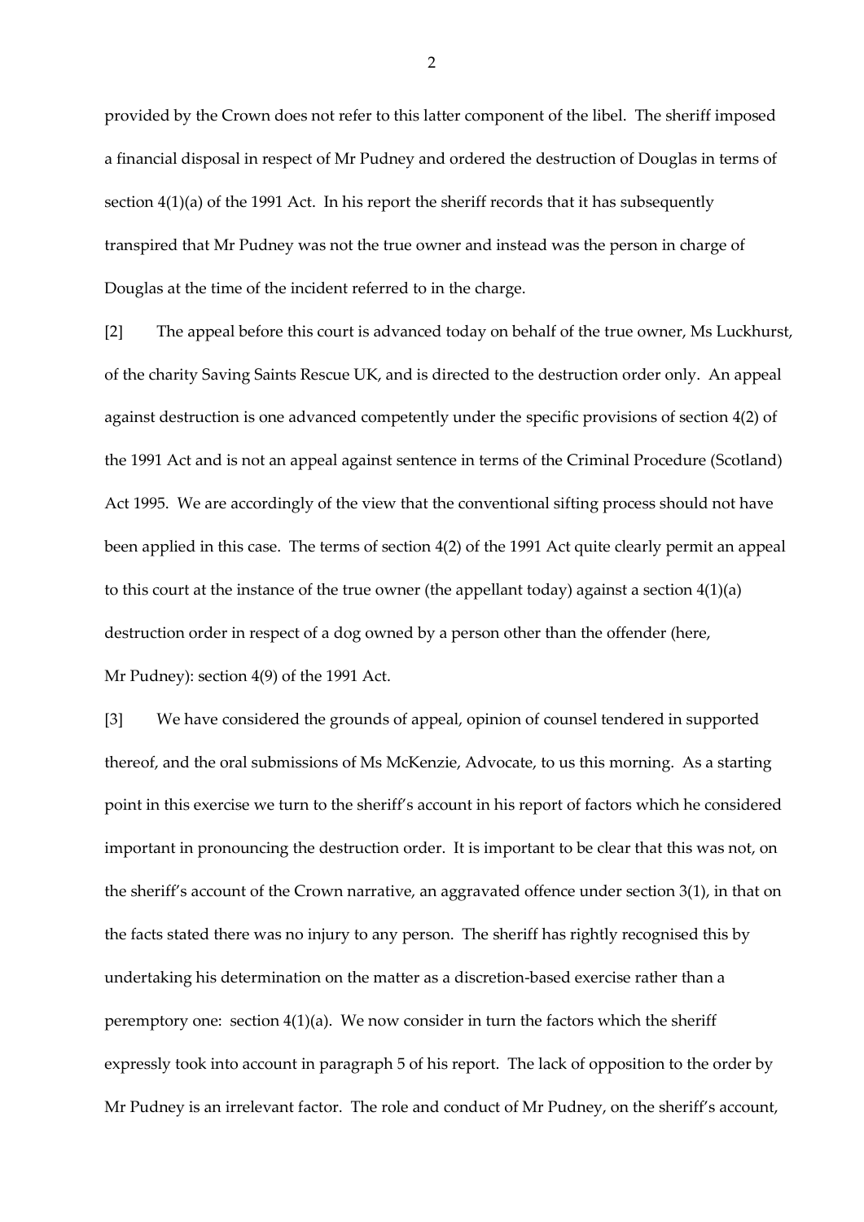provided by the Crown does not refer to this latter component of the libel. The sheriff imposed a financial disposal in respect of Mr Pudney and ordered the destruction of Douglas in terms of section 4(1)(a) of the 1991 Act. In his report the sheriff records that it has subsequently transpired that Mr Pudney was not the true owner and instead was the person in charge of Douglas at the time of the incident referred to in the charge.

[2] The appeal before this court is advanced today on behalf of the true owner, Ms Luckhurst, of the charity Saving Saints Rescue UK, and is directed to the destruction order only. An appeal against destruction is one advanced competently under the specific provisions of section 4(2) of the 1991 Act and is not an appeal against sentence in terms of the Criminal Procedure (Scotland) Act 1995. We are accordingly of the view that the conventional sifting process should not have been applied in this case. The terms of section 4(2) of the 1991 Act quite clearly permit an appeal to this court at the instance of the true owner (the appellant today) against a section 4(1)(a) destruction order in respect of a dog owned by a person other than the offender (here, Mr Pudney): section 4(9) of the 1991 Act.

[3] We have considered the grounds of appeal, opinion of counsel tendered in supported thereof, and the oral submissions of Ms McKenzie, Advocate, to us this morning. As a starting point in this exercise we turn to the sheriff's account in his report of factors which he considered important in pronouncing the destruction order. It is important to be clear that this was not, on the sheriff's account of the Crown narrative, an aggravated offence under section 3(1), in that on the facts stated there was no injury to any person. The sheriff has rightly recognised this by undertaking his determination on the matter as a discretion-based exercise rather than a peremptory one: section 4(1)(a). We now consider in turn the factors which the sheriff expressly took into account in paragraph 5 of his report. The lack of opposition to the order by Mr Pudney is an irrelevant factor. The role and conduct of Mr Pudney, on the sheriff's account,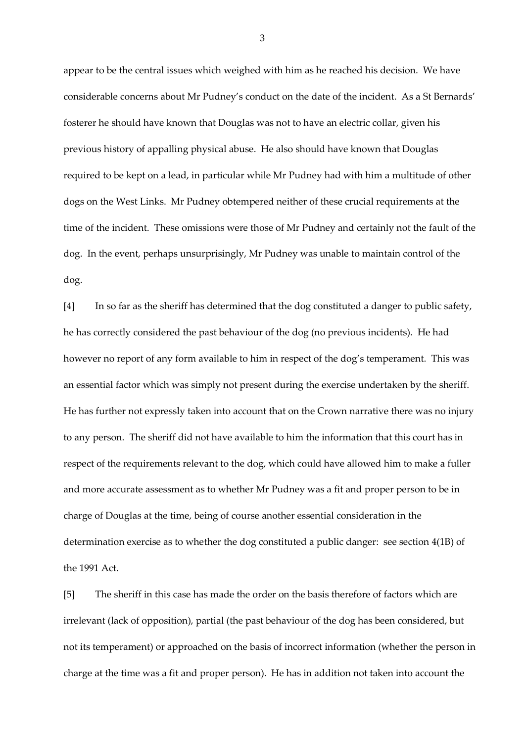appear to be the central issues which weighed with him as he reached his decision. We have considerable concerns about Mr Pudney's conduct on the date of the incident. As a St Bernards' fosterer he should have known that Douglas was not to have an electric collar, given his previous history of appalling physical abuse. He also should have known that Douglas required to be kept on a lead, in particular while Mr Pudney had with him a multitude of other dogs on the West Links. Mr Pudney obtempered neither of these crucial requirements at the time of the incident. These omissions were those of Mr Pudney and certainly not the fault of the dog. In the event, perhaps unsurprisingly, Mr Pudney was unable to maintain control of the dog.

[4] In so far as the sheriff has determined that the dog constituted a danger to public safety, he has correctly considered the past behaviour of the dog (no previous incidents). He had however no report of any form available to him in respect of the dog's temperament. This was an essential factor which was simply not present during the exercise undertaken by the sheriff. He has further not expressly taken into account that on the Crown narrative there was no injury to any person. The sheriff did not have available to him the information that this court has in respect of the requirements relevant to the dog, which could have allowed him to make a fuller and more accurate assessment as to whether Mr Pudney was a fit and proper person to be in charge of Douglas at the time, being of course another essential consideration in the determination exercise as to whether the dog constituted a public danger: see section 4(1B) of the 1991 Act.

[5] The sheriff in this case has made the order on the basis therefore of factors which are irrelevant (lack of opposition), partial (the past behaviour of the dog has been considered, but not its temperament) or approached on the basis of incorrect information (whether the person in charge at the time was a fit and proper person). He has in addition not taken into account the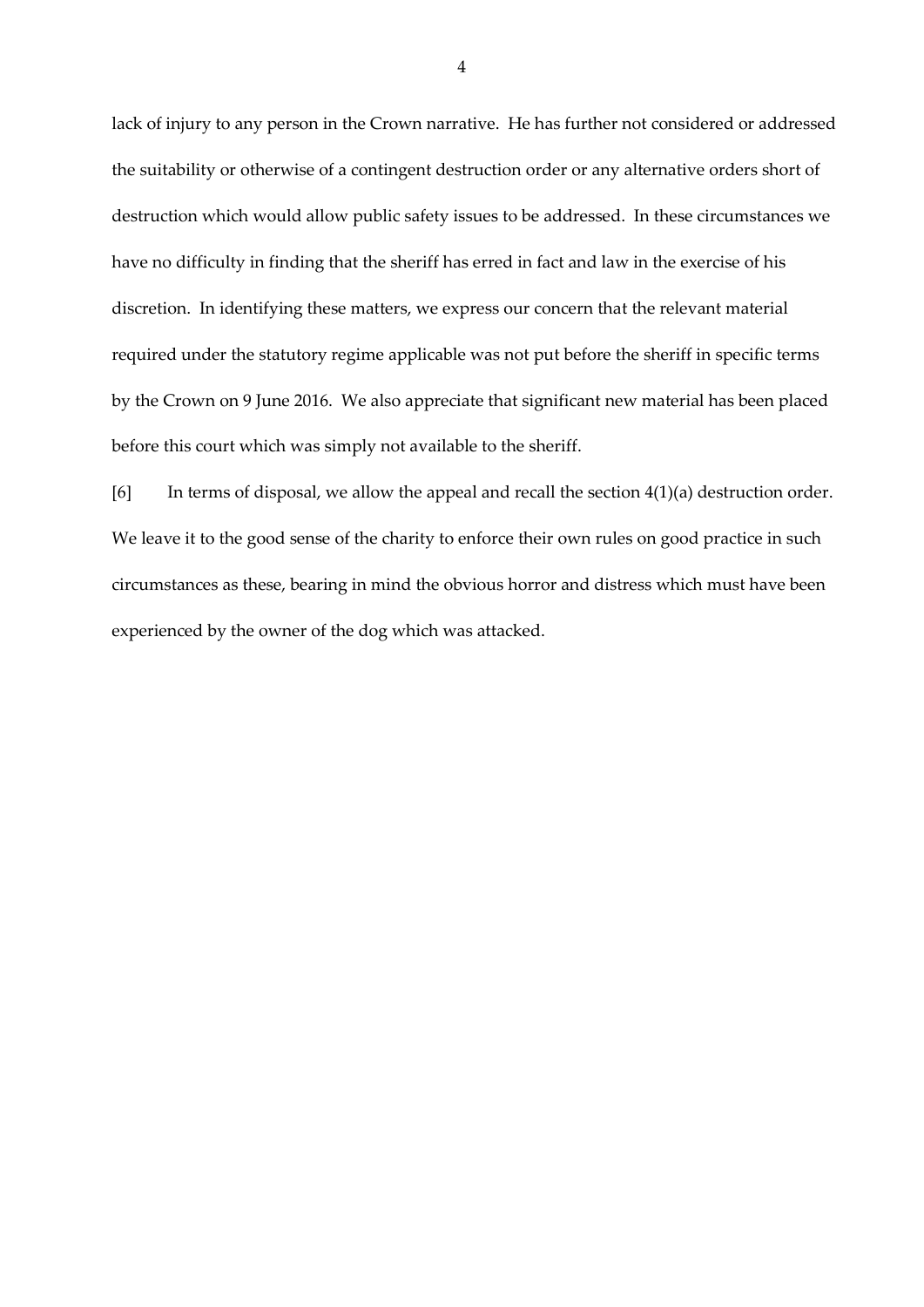lack of injury to any person in the Crown narrative. He has further not considered or addressed the suitability or otherwise of a contingent destruction order or any alternative orders short of destruction which would allow public safety issues to be addressed. In these circumstances we have no difficulty in finding that the sheriff has erred in fact and law in the exercise of his discretion. In identifying these matters, we express our concern that the relevant material required under the statutory regime applicable was not put before the sheriff in specific terms by the Crown on 9 June 2016. We also appreciate that significant new material has been placed before this court which was simply not available to the sheriff.

[6] In terms of disposal, we allow the appeal and recall the section 4(1)(a) destruction order. We leave it to the good sense of the charity to enforce their own rules on good practice in such circumstances as these, bearing in mind the obvious horror and distress which must have been experienced by the owner of the dog which was attacked.